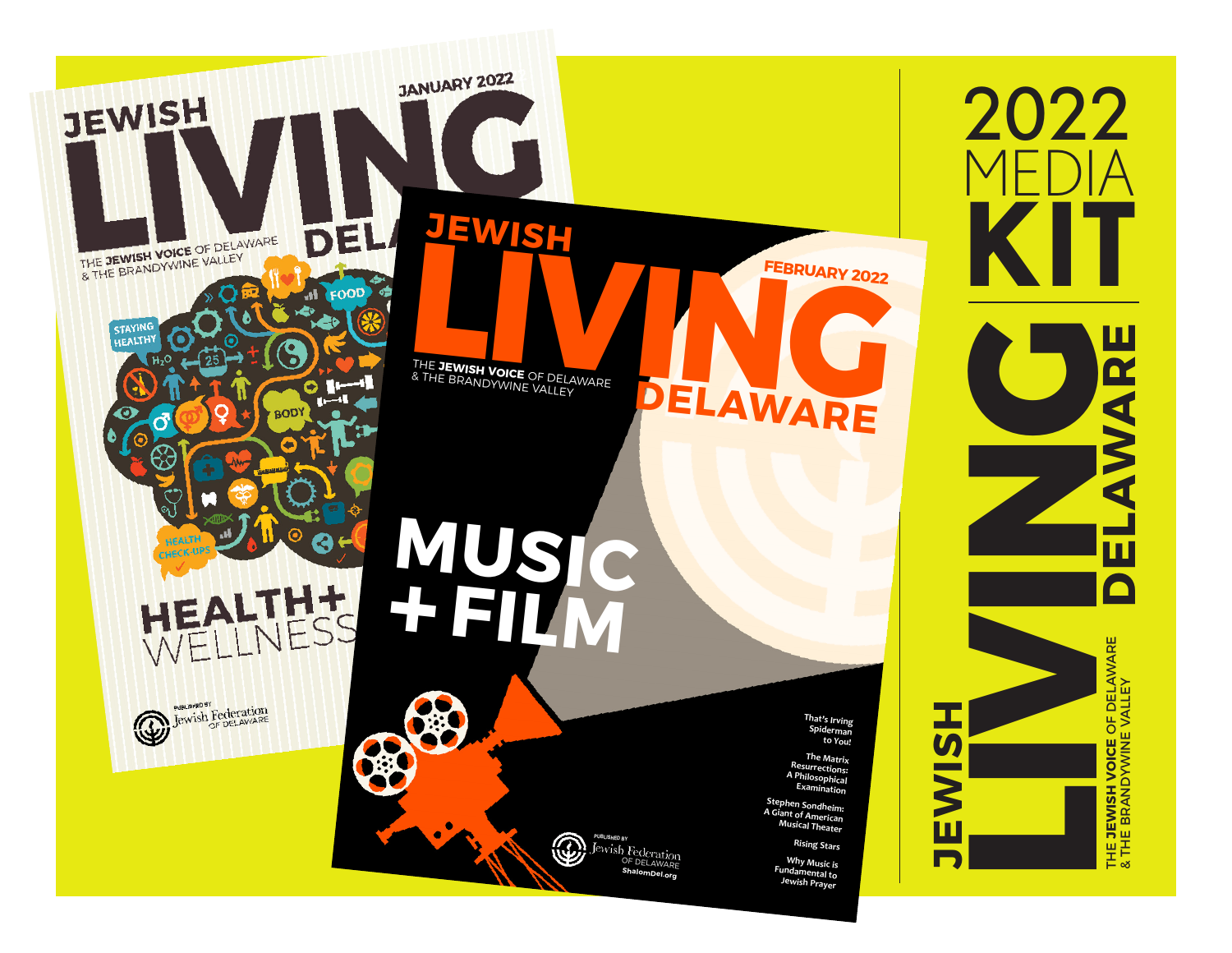# 2022 MEDIA KIT

# JEWISH LIVING DELAWARE

THE **JEWISH VOICE** OF DELAWARE & THE BRANDYWINE VALLEY

JANUARY 2022

JEWISH LIVING DELAWARE

THE **JEWISH VOICE** OF DELAWARE & THE BRANDYWINE VALLEY

STAYING HEALTHY

FOOD

BODY

HEALTH CHECK-UPS

HEALTH+ WELLNESS

PUBLISHED BY Jewish Federation OF DELAWARE

FEBRUARY 2022

JEWISH LIVING DELAWARE

THE **JEWISH VOICE** OF DELAWARE & THE BRANDYWINE VALLEY

MUSIC + FILM

That's Irving Spiderman to You!

The Matrix Resurrections: A Philosophical Examination

Stephen Sondheim: A Giant of American Musical Theater

Rising Stars

Why Music is Fundamental to Jewish Prayer

PUBLISHED BY Jewish Federation OF DELAWARE

ShalomDel.org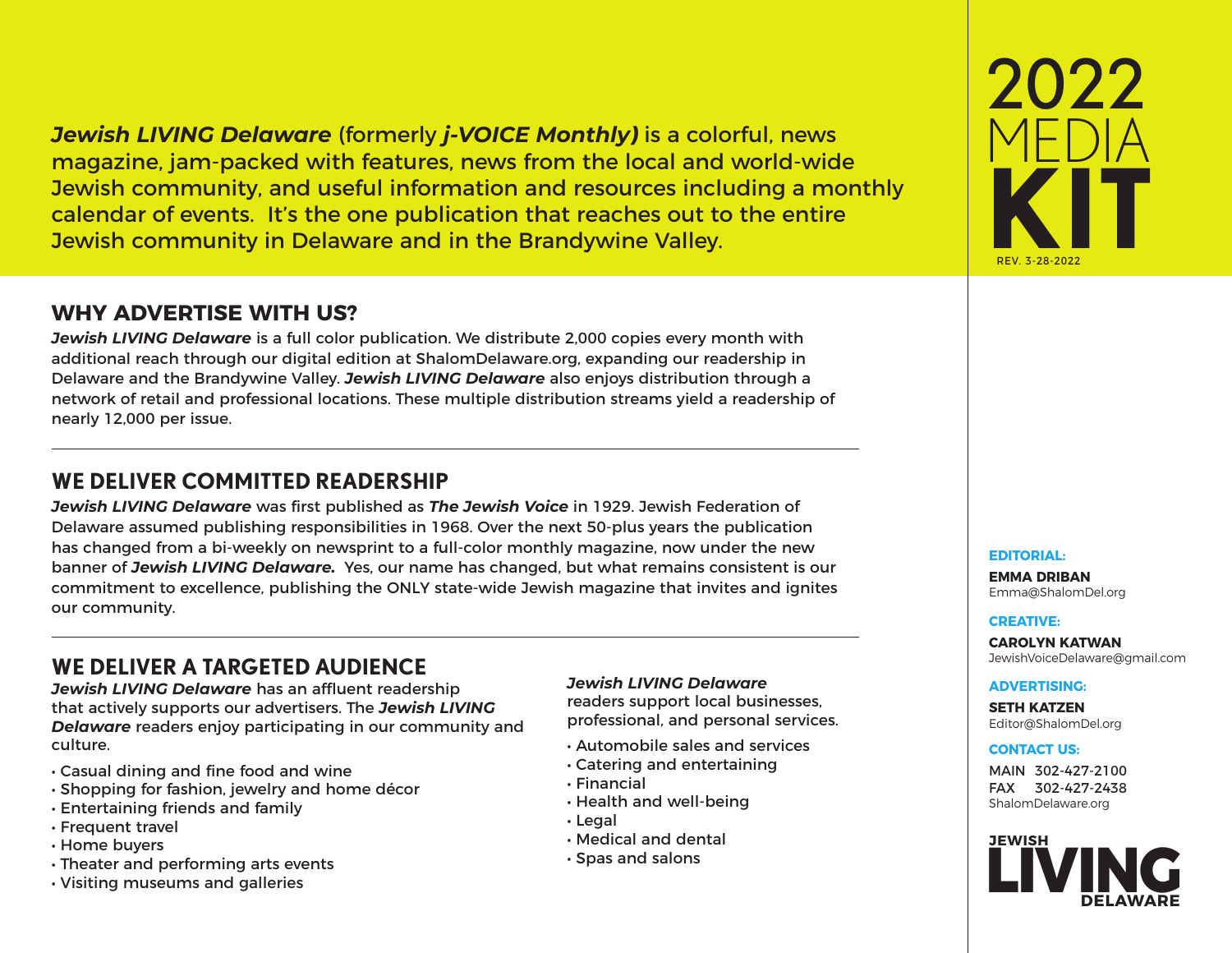# 2022 MEDIA KIT

REV. 3-28-2022

***Jewish LIVING Delaware*** (formerly ***j-VOICE Monthly)*** is a colorful, news magazine, jam-packed with features, news from the local and world-wide Jewish community, and useful information and resources including a monthly calendar of events. It's the one publication that reaches out to the entire Jewish community in Delaware and in the Brandywine Valley.

## WHY ADVERTISE WITH US?

***Jewish LIVING Delaware*** is a full color publication. We distribute 2,000 copies every month with additional reach through our digital edition at ShalomDelaware.org, expanding our readership in Delaware and the Brandywine Valley. ***Jewish LIVING Delaware*** also enjoys distribution through a network of retail and professional locations. These multiple distribution streams yield a readership of nearly 12,000 per issue.

## WE DELIVER COMMITTED READERSHIP

***Jewish LIVING Delaware*** was first published as ***The Jewish Voice*** in 1929. Jewish Federation of Delaware assumed publishing responsibilities in 1968. Over the next 50-plus years the publication has changed from a bi-weekly on newsprint to a full-color monthly magazine, now under the new banner of ***Jewish LIVING Delaware.*** Yes, our name has changed, but what remains consistent is our commitment to excellence, publishing the ONLY state-wide Jewish magazine that invites and ignites our community.

## WE DELIVER A TARGETED AUDIENCE

***Jewish LIVING Delaware*** has an affluent readership that actively supports our advertisers. The ***Jewish LIVING Delaware*** readers enjoy participating in our community and culture.

- Casual dining and fine food and wine
- Shopping for fashion, jewelry and home décor
- Entertaining friends and family
- Frequent travel
- Home buyers
- Theater and performing arts events
- Visiting museums and galleries

***Jewish LIVING Delaware*** readers support local businesses, professional, and personal services.

- Automobile sales and services
- Catering and entertaining
- Financial
- Health and well-being
- Legal
- Medical and dental
- Spas and salons

**EDITORIAL:**

**EMMA DRIBAN**
Emma@ShalomDel.org

**CREATIVE:**

**CAROLYN KATWAN**
JewishVoiceDelaware@gmail.com

**ADVERTISING:**

**SETH KATZEN**
Editor@ShalomDel.org

**CONTACT US:**

MAIN 302-427-2100
FAX 302-427-2438
ShalomDelaware.org

JEWISH LIVING DELAWARE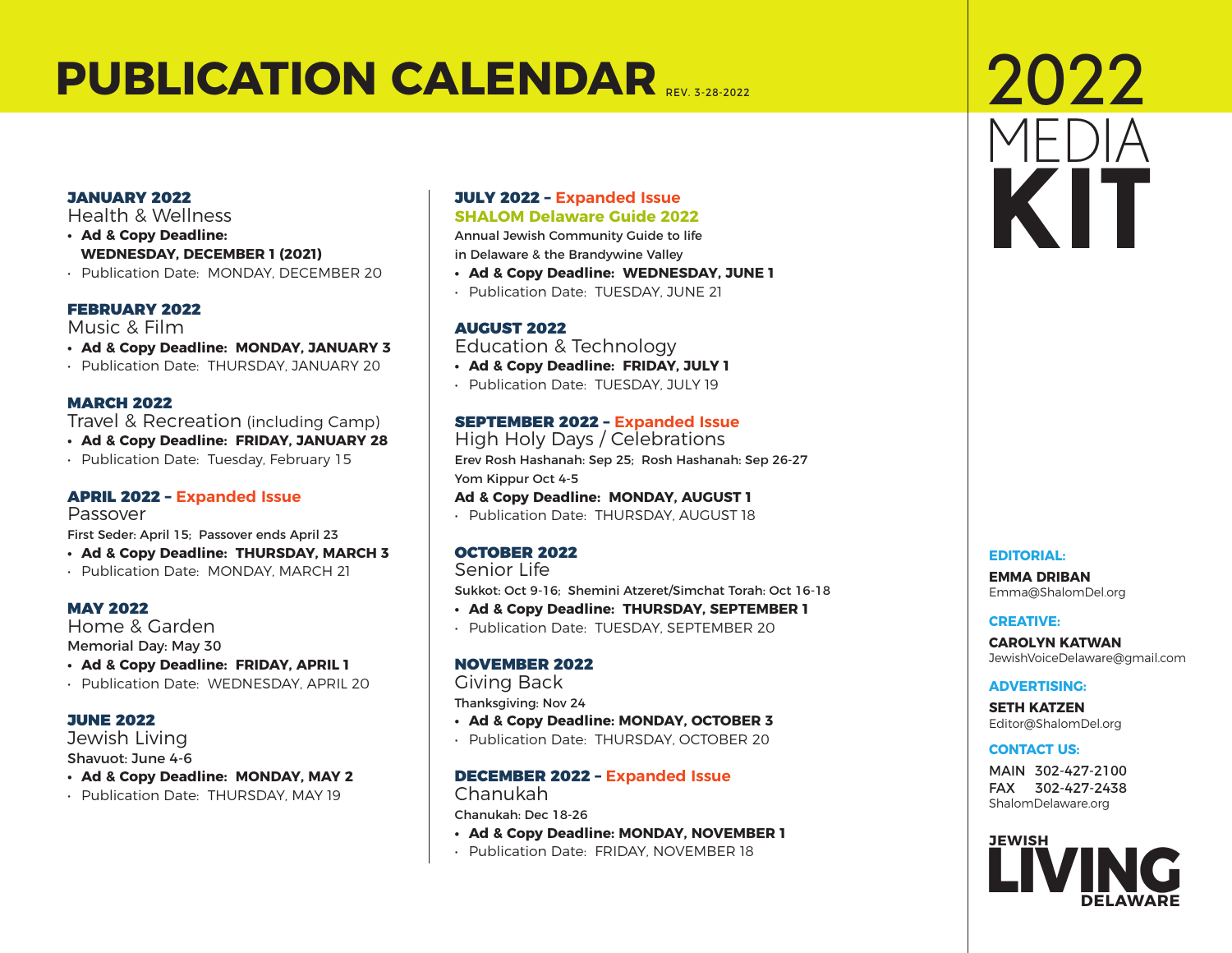# PUBLICATION CALENDAR REV. 3-28-2022

**JANUARY 2022**
Health & Wellness
- **Ad & Copy Deadline: WEDNESDAY, DECEMBER 1 (2021)**
- Publication Date: MONDAY, DECEMBER 20

**FEBRUARY 2022**
Music & Film
- **Ad & Copy Deadline: MONDAY, JANUARY 3**
- Publication Date: THURSDAY, JANUARY 20

**MARCH 2022**
Travel & Recreation (including Camp)
- **Ad & Copy Deadline: FRIDAY, JANUARY 28**
- Publication Date: Tuesday, February 15

**APRIL 2022 – Expanded Issue**
Passover
First Seder: April 15; Passover ends April 23
- **Ad & Copy Deadline: THURSDAY, MARCH 3**
- Publication Date: MONDAY, MARCH 21

**MAY 2022**
Home & Garden
Memorial Day: May 30
- **Ad & Copy Deadline: FRIDAY, APRIL 1**
- Publication Date: WEDNESDAY, APRIL 20

**JUNE 2022**
Jewish Living
Shavuot: June 4-6
- **Ad & Copy Deadline: MONDAY, MAY 2**
- Publication Date: THURSDAY, MAY 19

**JULY 2022 – Expanded Issue**
**SHALOM Delaware Guide 2022**
Annual Jewish Community Guide to life in Delaware & the Brandywine Valley
- **Ad & Copy Deadline: WEDNESDAY, JUNE 1**
- Publication Date: TUESDAY, JUNE 21

**AUGUST 2022**
Education & Technology
- **Ad & Copy Deadline: FRIDAY, JULY 1**
- Publication Date: TUESDAY, JULY 19

**SEPTEMBER 2022 – Expanded Issue**
High Holy Days / Celebrations
Erev Rosh Hashanah: Sep 25; Rosh Hashanah: Sep 26-27
Yom Kippur Oct 4-5
**Ad & Copy Deadline: MONDAY, AUGUST 1**
- Publication Date: THURSDAY, AUGUST 18

**OCTOBER 2022**
Senior Life
Sukkot: Oct 9-16; Shemini Atzeret/Simchat Torah: Oct 16-18
- **Ad & Copy Deadline: THURSDAY, SEPTEMBER 1**
- Publication Date: TUESDAY, SEPTEMBER 20

**NOVEMBER 2022**
Giving Back
Thanksgiving: Nov 24
- **Ad & Copy Deadline: MONDAY, OCTOBER 3**
- Publication Date: THURSDAY, OCTOBER 20

**DECEMBER 2022 – Expanded Issue**
Chanukah
Chanukah: Dec 18-26
- **Ad & Copy Deadline: MONDAY, NOVEMBER 1**
- Publication Date: FRIDAY, NOVEMBER 18

# 2022 MEDIA KIT

**EDITORIAL:**
**EMMA DRIBAN**
Emma@ShalomDel.org

**CREATIVE:**
**CAROLYN KATWAN**
JewishVoiceDelaware@gmail.com

**ADVERTISING:**
**SETH KATZEN**
Editor@ShalomDel.org

**CONTACT US:**
MAIN 302-427-2100
FAX 302-427-2438
ShalomDelaware.org

JEWISH LIVING DELAWARE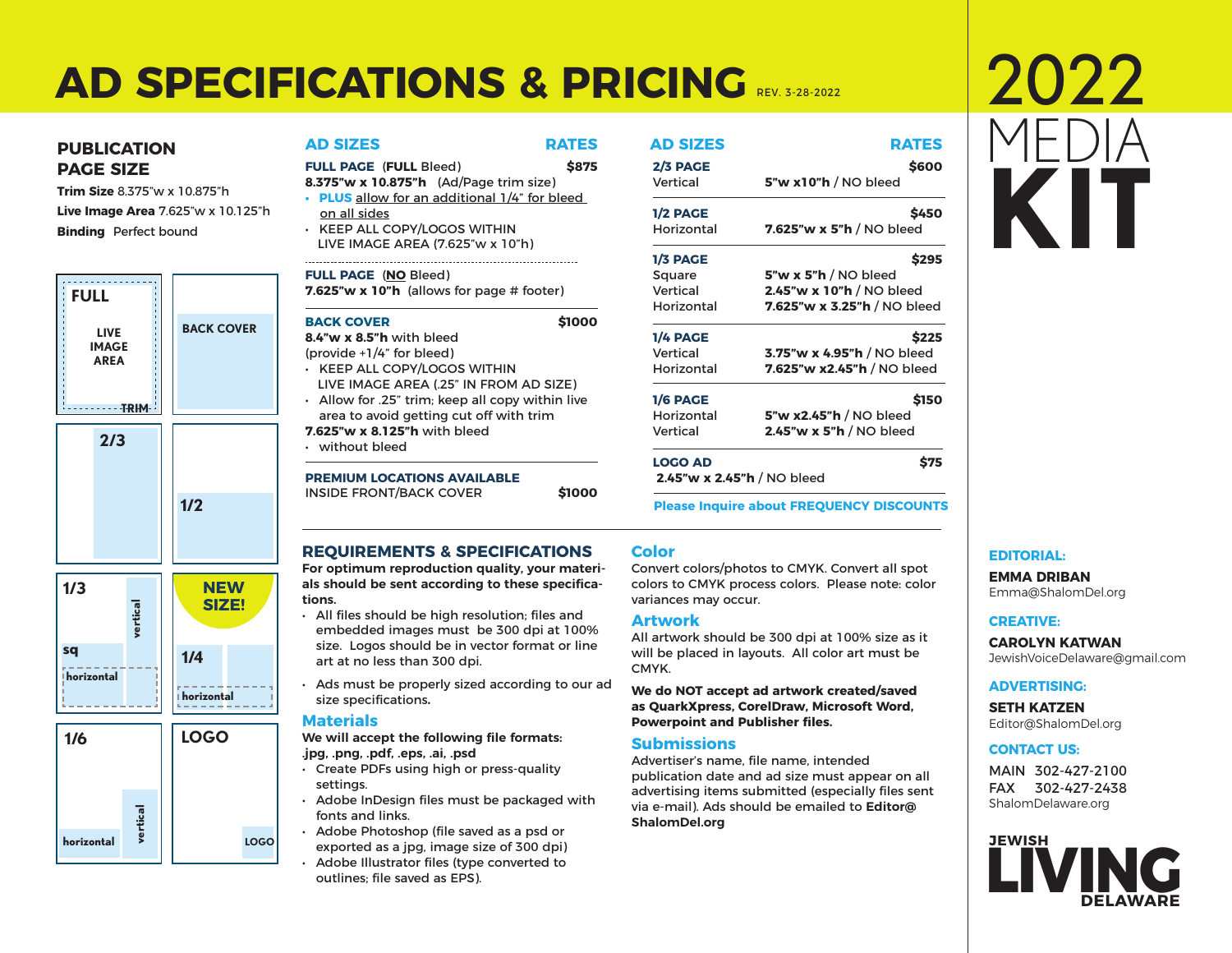# AD SPECIFICATIONS & PRICING

REV. 3-28-2022

# 2022 MEDIA KIT

## PUBLICATION PAGE SIZE

**Trim Size** 8.375"w x 10.875"h
**Live Image Area** 7.625"w x 10.125"h
**Binding** Perfect bound

FULL — LIVE IMAGE AREA — TRIM
BACK COVER
2/3
1/2
1/3 — sq — horizontal — vertical
NEW SIZE! 1/4 — horizontal
1/6 — horizontal — vertical
LOGO — LOGO

## AD SIZES / RATES

**FULL PAGE** (**FULL** Bleed) — **$875**
**8.375"w x 10.875"h** (Ad/Page trim size)

- **PLUS** allow for an additional 1/4" for bleed on all sides
- KEEP ALL COPY/LOGOS WITHIN LIVE IMAGE AREA (7.625"w x 10"h)

**FULL PAGE** (**NO** Bleed)
**7.625"w x 10"h** (allows for page # footer)

**BACK COVER** — **$1000**
**8.4"w x 8.5"h** with bleed
(provide +1/4" for bleed)

- KEEP ALL COPY/LOGOS WITHIN LIVE IMAGE AREA (.25" IN FROM AD SIZE)
- Allow for .25" trim; keep all copy within live area to avoid getting cut off with trim

**7.625"w x 8.125"h** with bleed

- without bleed

**PREMIUM LOCATIONS AVAILABLE**
INSIDE FRONT/BACK COVER — **$1000**

| AD SIZES | | RATES |
|---|---|---|
| **2/3 PAGE** Vertical | **5"w x10"h** / NO bleed | **$600** |
| **1/2 PAGE** Horizontal | **7.625"w x 5"h** / NO bleed | **$450** |
| **1/3 PAGE** Square | **5"w x 5"h** / NO bleed | **$295** |
| Vertical | **2.45"w x 10"h** / NO bleed | |
| Horizontal | **7.625"w x 3.25"h** / NO bleed | |
| **1/4 PAGE** Vertical | **3.75"w x 4.95"h** / NO bleed | **$225** |
| Horizontal | **7.625"w x2.45"h** / NO bleed | |
| **1/6 PAGE** Horizontal | **5"w x2.45"h** / NO bleed | **$150** |
| Vertical | **2.45"w x 5"h** / NO bleed | |
| **LOGO AD** | **2.45"w x 2.45"h** / NO bleed | **$75** |

**Please Inquire about FREQUENCY DISCOUNTS**

## REQUIREMENTS & SPECIFICATIONS

**For optimum reproduction quality, your materials should be sent according to these specifications.**

- All files should be high resolution; files and embedded images must be 300 dpi at 100% size. Logos should be in vector format or line art at no less than 300 dpi.
- Ads must be properly sized according to our ad size specifications.

## Materials

**We will accept the following file formats: .jpg, .png, .pdf, .eps, .ai, .psd**

- Create PDFs using high or press-quality settings.
- Adobe InDesign files must be packaged with fonts and links.
- Adobe Photoshop (file saved as a psd or exported as a jpg, image size of 300 dpi)
- Adobe Illustrator files (type converted to outlines; file saved as EPS).

## Color

Convert colors/photos to CMYK. Convert all spot colors to CMYK process colors. Please note: color variances may occur.

## Artwork

All artwork should be 300 dpi at 100% size as it will be placed in layouts. All color art must be CMYK.

**We do NOT accept ad artwork created/saved as QuarkXpress, CorelDraw, Microsoft Word, Powerpoint and Publisher files.**

## Submissions

Advertiser's name, file name, intended publication date and ad size must appear on all advertising items submitted (especially files sent via e-mail). Ads should be emailed to **Editor@ShalomDel.org**

**EDITORIAL:**
**EMMA DRIBAN**
Emma@ShalomDel.org

**CREATIVE:**
**CAROLYN KATWAN**
JewishVoiceDelaware@gmail.com

**ADVERTISING:**
**SETH KATZEN**
Editor@ShalomDel.org

**CONTACT US:**
MAIN 302-427-2100
FAX 302-427-2438
ShalomDelaware.org

JEWISH LIVING DELAWARE